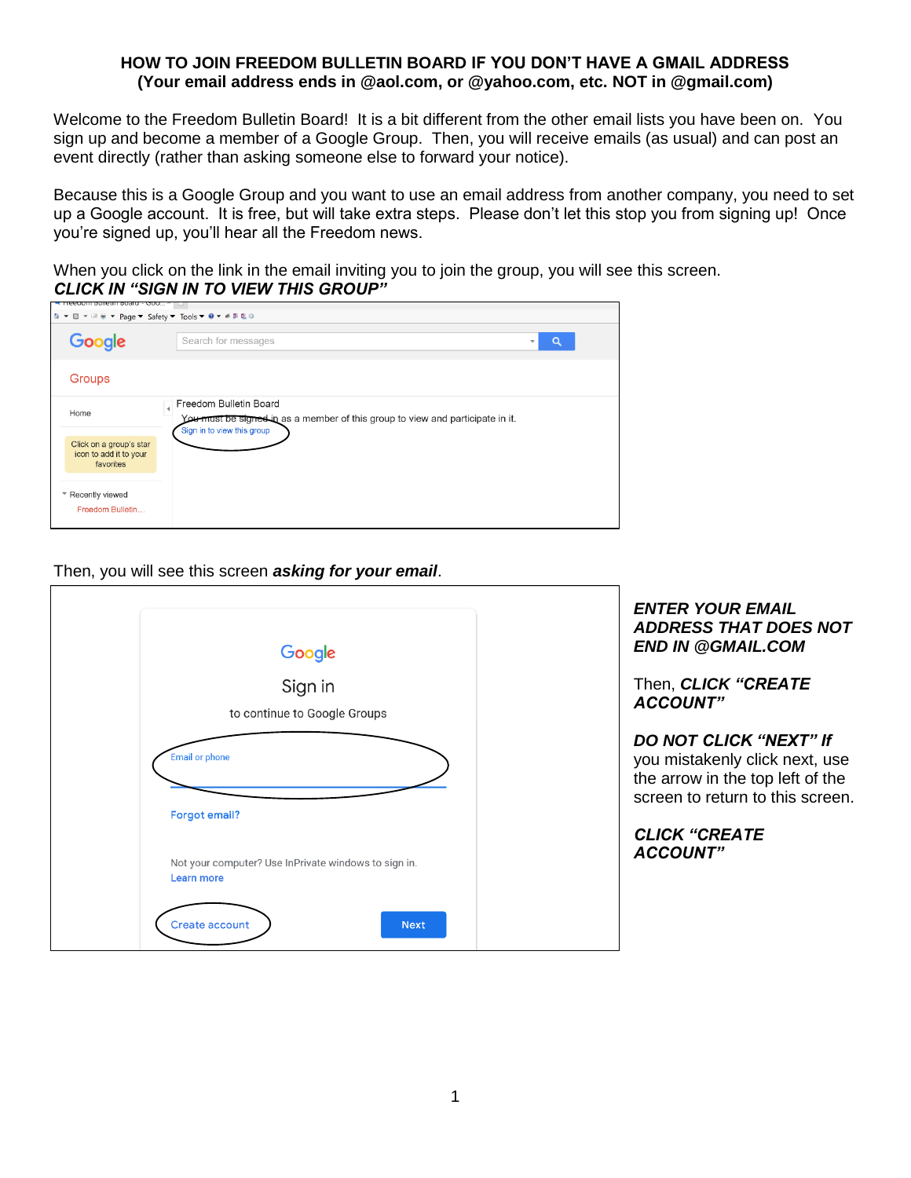# HOW TO JOIN FREEDOM BULLETIN BOARD IF YOU DON'T HAVE A GMAIL ADDRESS

**(Your email address ends in @aol.com, or @yahoo.com, etc. NOT in @gmail.com)**

Welcome to the Freedom Bulletin Board! It is a bit different from the other email lists you have been on. You sign up and become a member of a Google Group. Then, you will receive emails (as usual) and can post an event directly (rather than asking someone else to forward your notice).

Because this is a Google Group and you want to use an email address from another company, you need to set up a Google account. It is free, but will take extra steps. Please don't let this stop you from signing up! Once you're signed up, you'll hear all the Freedom news.

When you click on the link in the email inviting you to join the group, you will see this screen.
***CLICK IN "SIGN IN TO VIEW THIS GROUP"***

Then, you will see this screen ***asking for your email***.

***ENTER YOUR EMAIL ADDRESS THAT DOES NOT END IN @GMAIL.COM***

Then, ***CLICK "CREATE ACCOUNT"***

***DO NOT CLICK "NEXT" If*** you mistakenly click next, use the arrow in the top left of the screen to return to this screen.

***CLICK "CREATE ACCOUNT"***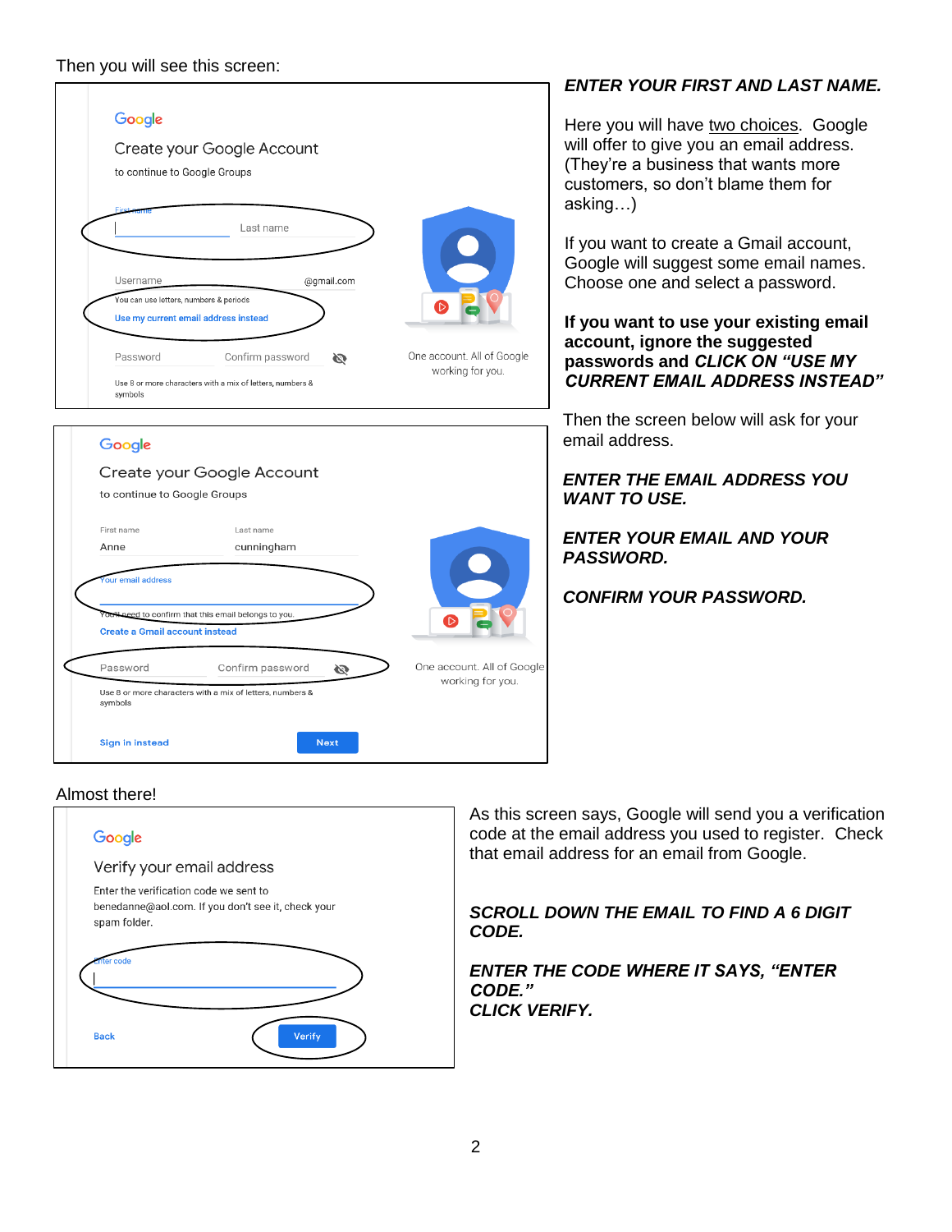Then you will see this screen:

Google

Create your Google Account

to continue to Google Groups

First name | Last name

Username @gmail.com

You can use letters, numbers & periods

Use my current email address instead

Password | Confirm password

Use 8 or more characters with a mix of letters, numbers & symbols

One account. All of Google working for you.

***ENTER YOUR FIRST AND LAST NAME.***

Here you will have two choices. Google will offer to give you an email address. (They're a business that wants more customers, so don't blame them for asking…)

If you want to create a Gmail account, Google will suggest some email names. Choose one and select a password.

**If you want to use your existing email account, ignore the suggested passwords and *CLICK ON "USE MY CURRENT EMAIL ADDRESS INSTEAD"***

Then the screen below will ask for your email address.

Google

Create your Google Account

to continue to Google Groups

First name: Anne | Last name: cunningham

Your email address

You'll need to confirm that this email belongs to you.

Create a Gmail account instead

Password | Confirm password

Use 8 or more characters with a mix of letters, numbers & symbols

Sign in instead | Next

One account. All of Google working for you.

***ENTER THE EMAIL ADDRESS YOU WANT TO USE.***

***ENTER YOUR EMAIL AND YOUR PASSWORD.***

***CONFIRM YOUR PASSWORD.***

Almost there!

Google

Verify your email address

Enter the verification code we sent to benedanne@aol.com. If you don't see it, check your spam folder.

Enter code

Back | Verify

As this screen says, Google will send you a verification code at the email address you used to register. Check that email address for an email from Google.

***SCROLL DOWN THE EMAIL TO FIND A 6 DIGIT CODE.***

***ENTER THE CODE WHERE IT SAYS, "ENTER CODE."***
***CLICK VERIFY.***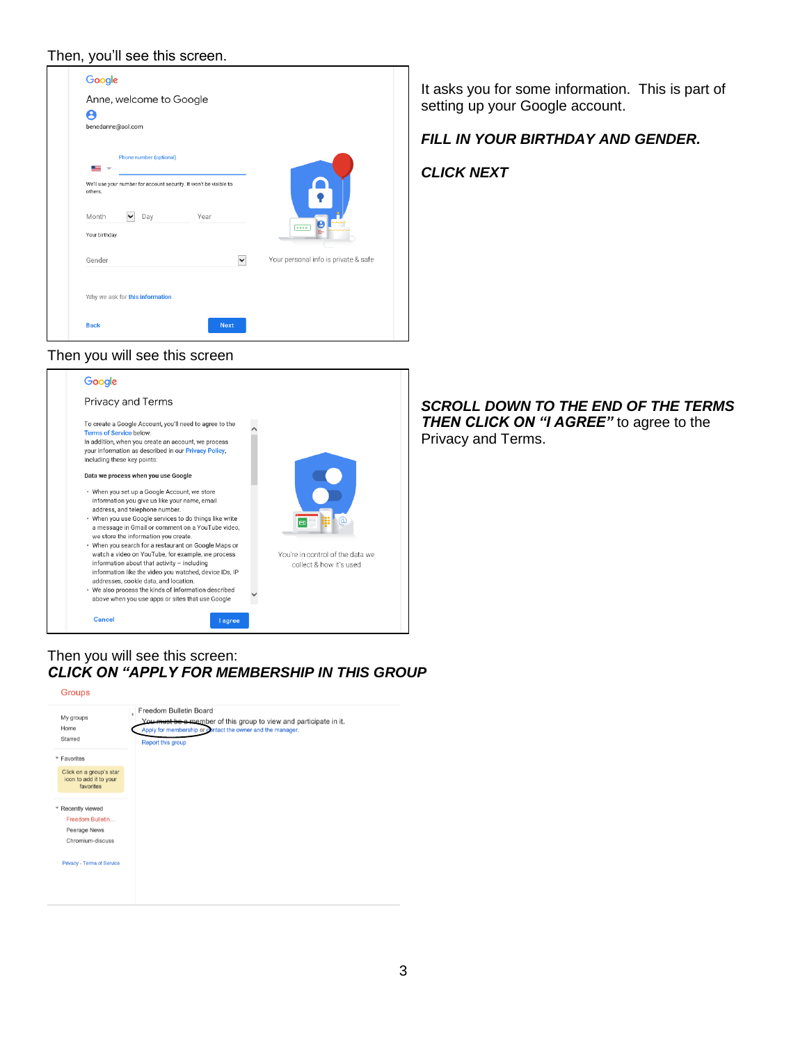Then, you'll see this screen.

Google

Anne, welcome to Google

benedanne@aol.com

Phone number (optional)

We'll use your number for account security. It won't be visible to others.

Month Day Year

Your birthday

Gender

Your personal info is private & safe

Why we ask for this information

Back Next

It asks you for some information. This is part of setting up your Google account.

***FILL IN YOUR BIRTHDAY AND GENDER.***

***CLICK NEXT***

Then you will see this screen

Google

Privacy and Terms

To create a Google Account, you'll need to agree to the Terms of Service below.

In addition, when you create an account, we process your information as described in our Privacy Policy, including these key points:

**Data we process when you use Google**

- When you set up a Google Account, we store information you give us like your name, email address, and telephone number.
- When you use Google services to do things like write a message in Gmail or comment on a YouTube video, we store the information you create.
- When you search for a restaurant on Google Maps or watch a video on YouTube, for example, we process information about that activity – including information like the video you watched, device IDs, IP addresses, cookie data, and location.
- We also process the kinds of information described above when you use apps or sites that use Google

You're in control of the data we collect & how it's used

Cancel I agree

***SCROLL DOWN TO THE END OF THE TERMS THEN CLICK ON "I AGREE"*** to agree to the Privacy and Terms.

Then you will see this screen:

***CLICK ON "APPLY FOR MEMBERSHIP IN THIS GROUP***

Groups

My groups
Home
Starred

Favorites

Click on a group's star icon to add it to your favorites

Recently viewed
Freedom Bulletin...
Peerage News
Chromium-discuss

Privacy - Terms of Service

Freedom Bulletin Board

You must be a member of this group to view and participate in it.

Apply for membership or contact the owner and the manager.

Report this group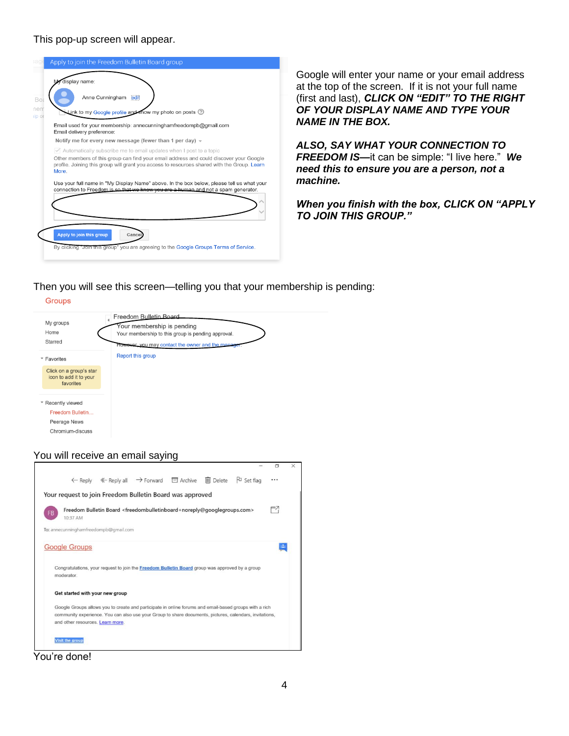This pop-up screen will appear.

Apply to join the Freedom Bulletin Board group

My display name:

Anne Cunningham edit

Link to my Google profile and show my photo on posts

Email used for your membership: annecunninghamfreedompb@gmail.com
Email delivery preference:
Notify me for every new message (fewer than 1 per day)

Automatically subscribe me to email updates when I post to a topic

Other members of this group can find your email address and could discover your Google profile. Joining this group will grant you access to resources shared with the Group. Learn More.

Use your full name in "My Display Name" above. In the box below, please tell us what your connection to Freedom is so that we know you are a human and not a spam generator.

Apply to join this group | Cancel

By clicking "Join this group" you are agreeing to the Google Groups Terms of Service.

Google will enter your name or your email address at the top of the screen. If it is not your full name (first and last), ***CLICK ON "EDIT" TO THE RIGHT OF YOUR DISPLAY NAME AND TYPE YOUR NAME IN THE BOX.***

***ALSO, SAY WHAT YOUR CONNECTION TO FREEDOM IS***—it can be simple: "I live here." ***We need this to ensure you are a person, not a machine.***

***When you finish with the box, CLICK ON "APPLY TO JOIN THIS GROUP."***

Then you will see this screen—telling you that your membership is pending:

Groups

My groups
Home
Starred

Favorites
Click on a group's star icon to add it to your favorites

Recently viewed
Freedom Bulletin...
Peerage News
Chromium-discuss

Freedom Bulletin Board
Your membership is pending
Your membership to this group is pending approval.
However, you may contact the owner and the manager.
Report this group

You will receive an email saying

Reply | Reply all | Forward | Archive | Delete | Set flag | ...

Your request to join Freedom Bulletin Board was approved

FB Freedom Bulletin Board <freedombulletinboard+noreply@googlegroups.com>
10:37 AM

To: annecunninghamfreedompb@gmail.com

Google Groups

Congratulations, your request to join the Freedom Bulletin Board group was approved by a group moderator.

**Get started with your new group**

Google Groups allows you to create and participate in online forums and email-based groups with a rich community experience. You can also use your Group to share documents, pictures, calendars, invitations, and other resources. Learn more.

Visit the group

You're done!